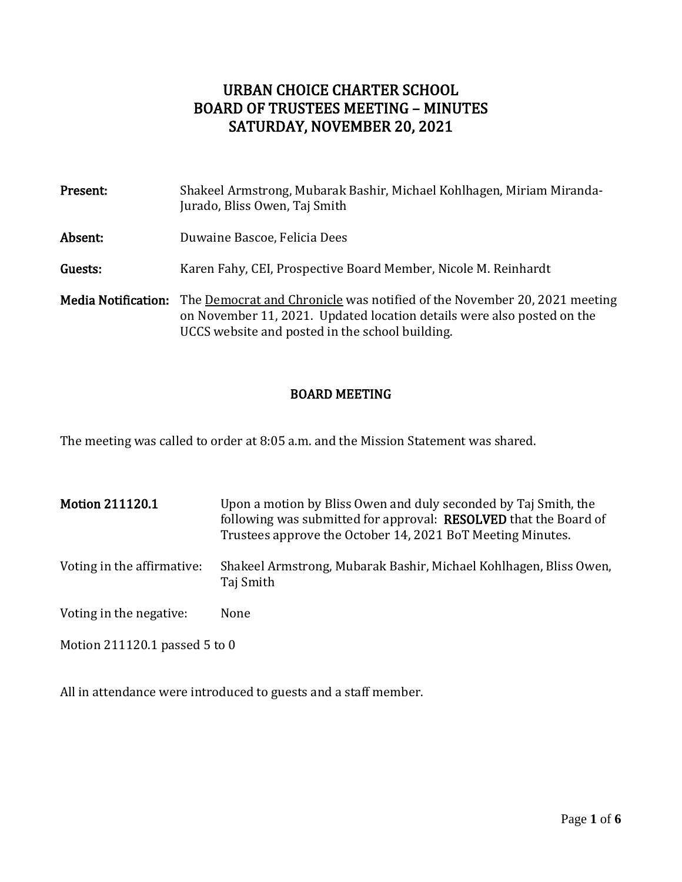# URBAN CHOICE CHARTER SCHOOL
# BOARD OF TRUSTEES MEETING – MINUTES
# SATURDAY, NOVEMBER 20, 2021

**Present:** Shakeel Armstrong, Mubarak Bashir, Michael Kohlhagen, Miriam Miranda-Jurado, Bliss Owen, Taj Smith

**Absent:** Duwaine Bascoe, Felicia Dees

**Guests:** Karen Fahy, CEI, Prospective Board Member, Nicole M. Reinhardt

**Media Notification:** The Democrat and Chronicle was notified of the November 20, 2021 meeting on November 11, 2021. Updated location details were also posted on the UCCS website and posted in the school building.

## BOARD MEETING

The meeting was called to order at 8:05 a.m. and the Mission Statement was shared.

**Motion 211120.1** Upon a motion by Bliss Owen and duly seconded by Taj Smith, the following was submitted for approval: **RESOLVED** that the Board of Trustees approve the October 14, 2021 BoT Meeting Minutes.

Voting in the affirmative: Shakeel Armstrong, Mubarak Bashir, Michael Kohlhagen, Bliss Owen, Taj Smith

Voting in the negative: None

Motion 211120.1 passed 5 to 0

All in attendance were introduced to guests and a staff member.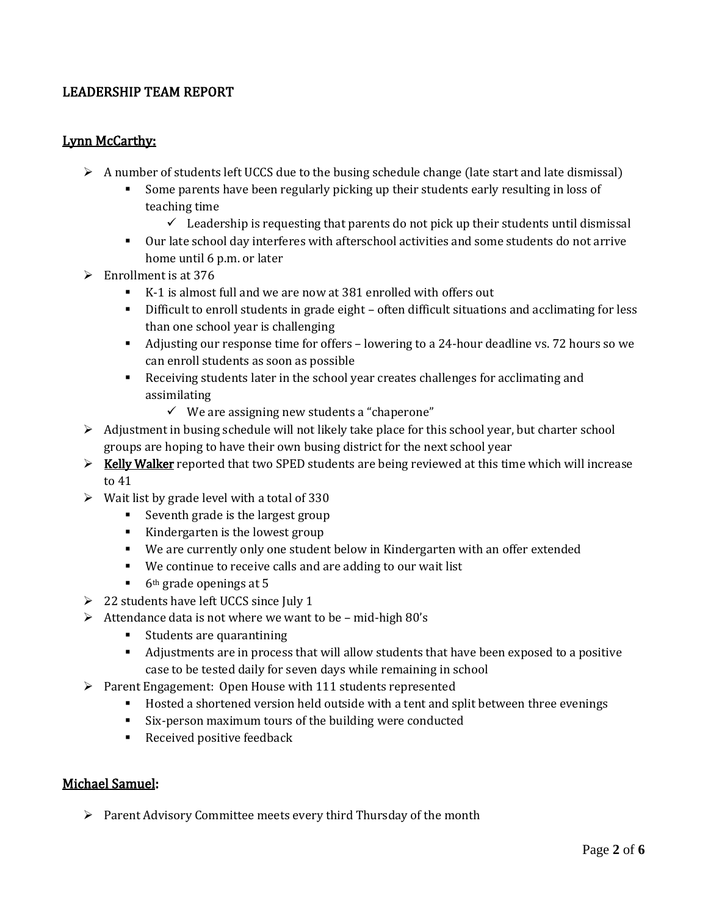## LEADERSHIP TEAM REPORT

### Lynn McCarthy:

- A number of students left UCCS due to the busing schedule change (late start and late dismissal)
  - Some parents have been regularly picking up their students early resulting in loss of teaching time
    - ✓ Leadership is requesting that parents do not pick up their students until dismissal
  - Our late school day interferes with afterschool activities and some students do not arrive home until 6 p.m. or later
- Enrollment is at 376
  - K-1 is almost full and we are now at 381 enrolled with offers out
  - Difficult to enroll students in grade eight – often difficult situations and acclimating for less than one school year is challenging
  - Adjusting our response time for offers – lowering to a 24-hour deadline vs. 72 hours so we can enroll students as soon as possible
  - Receiving students later in the school year creates challenges for acclimating and assimilating
    - ✓ We are assigning new students a "chaperone"
- Adjustment in busing schedule will not likely take place for this school year, but charter school groups are hoping to have their own busing district for the next school year
- Kelly Walker reported that two SPED students are being reviewed at this time which will increase to 41
- Wait list by grade level with a total of 330
  - Seventh grade is the largest group
  - Kindergarten is the lowest group
  - We are currently only one student below in Kindergarten with an offer extended
  - We continue to receive calls and are adding to our wait list
  - 6th grade openings at 5
- 22 students have left UCCS since July 1
- Attendance data is not where we want to be – mid-high 80's
  - Students are quarantining
  - Adjustments are in process that will allow students that have been exposed to a positive case to be tested daily for seven days while remaining in school
- Parent Engagement: Open House with 111 students represented
  - Hosted a shortened version held outside with a tent and split between three evenings
  - Six-person maximum tours of the building were conducted
  - Received positive feedback

### Michael Samuel:

- Parent Advisory Committee meets every third Thursday of the month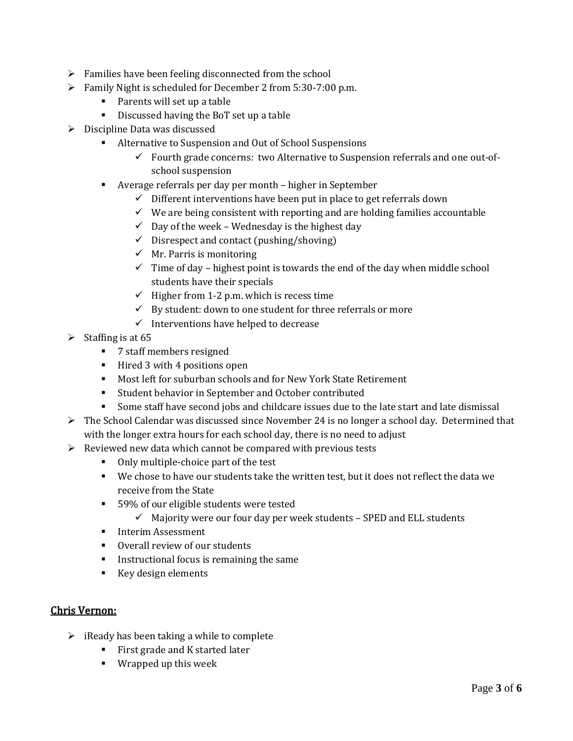- Families have been feeling disconnected from the school
- Family Night is scheduled for December 2 from 5:30-7:00 p.m.
  - Parents will set up a table
  - Discussed having the BoT set up a table
- Discipline Data was discussed
  - Alternative to Suspension and Out of School Suspensions
    - Fourth grade concerns: two Alternative to Suspension referrals and one out-of-school suspension
  - Average referrals per day per month – higher in September
    - Different interventions have been put in place to get referrals down
    - We are being consistent with reporting and are holding families accountable
    - Day of the week – Wednesday is the highest day
    - Disrespect and contact (pushing/shoving)
    - Mr. Parris is monitoring
    - Time of day – highest point is towards the end of the day when middle school students have their specials
    - Higher from 1-2 p.m. which is recess time
    - By student: down to one student for three referrals or more
    - Interventions have helped to decrease
- Staffing is at 65
  - 7 staff members resigned
  - Hired 3 with 4 positions open
  - Most left for suburban schools and for New York State Retirement
  - Student behavior in September and October contributed
  - Some staff have second jobs and childcare issues due to the late start and late dismissal
- The School Calendar was discussed since November 24 is no longer a school day. Determined that with the longer extra hours for each school day, there is no need to adjust
- Reviewed new data which cannot be compared with previous tests
  - Only multiple-choice part of the test
  - We chose to have our students take the written test, but it does not reflect the data we receive from the State
  - 59% of our eligible students were tested
    - Majority were our four day per week students – SPED and ELL students
  - Interim Assessment
  - Overall review of our students
  - Instructional focus is remaining the same
  - Key design elements

## Chris Vernon:

- iReady has been taking a while to complete
  - First grade and K started later
  - Wrapped up this week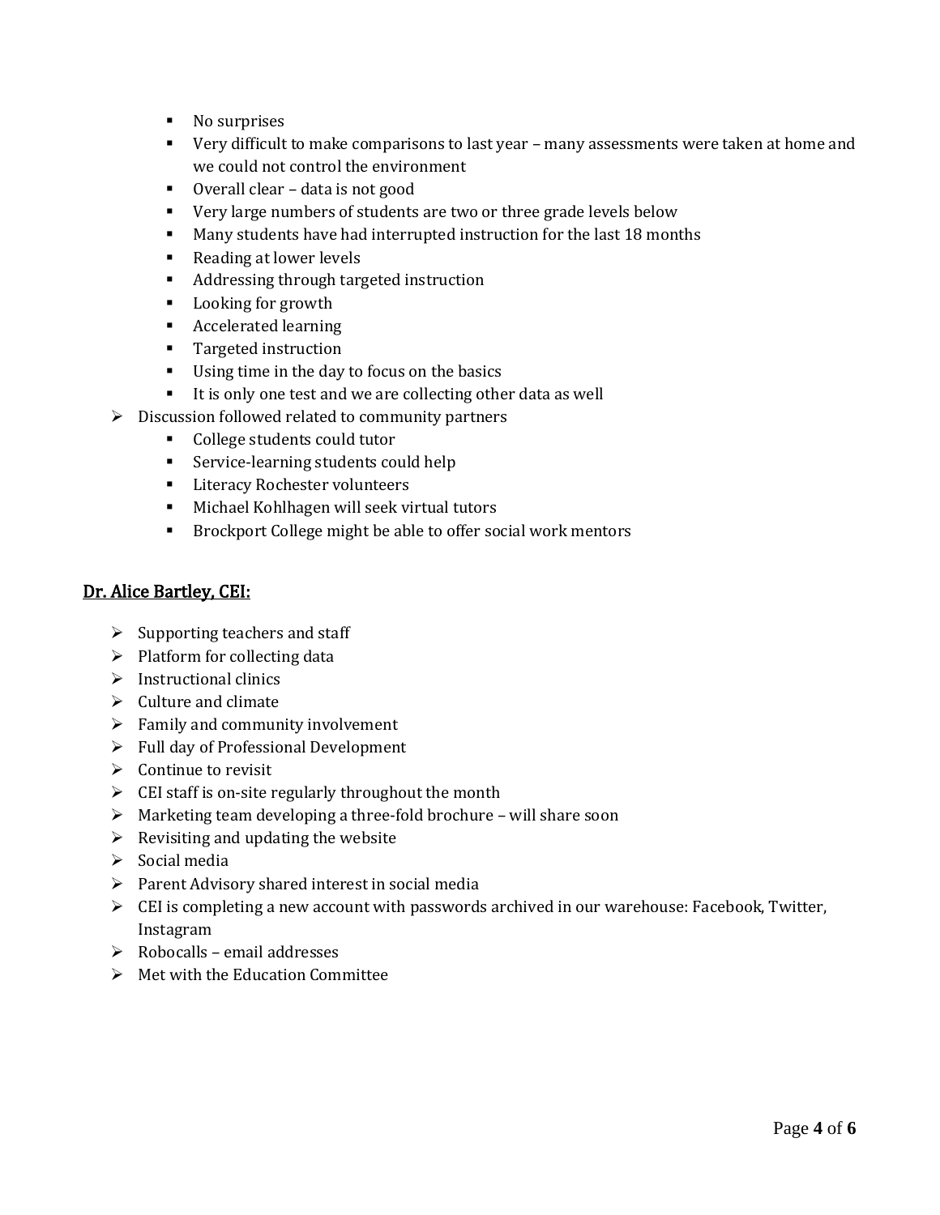- No surprises
  - Very difficult to make comparisons to last year – many assessments were taken at home and we could not control the environment
  - Overall clear – data is not good
  - Very large numbers of students are two or three grade levels below
  - Many students have had interrupted instruction for the last 18 months
  - Reading at lower levels
  - Addressing through targeted instruction
  - Looking for growth
  - Accelerated learning
  - Targeted instruction
  - Using time in the day to focus on the basics
  - It is only one test and we are collecting other data as well
- Discussion followed related to community partners
  - College students could tutor
  - Service-learning students could help
  - Literacy Rochester volunteers
  - Michael Kohlhagen will seek virtual tutors
  - Brockport College might be able to offer social work mentors

## Dr. Alice Bartley, CEI:

- Supporting teachers and staff
- Platform for collecting data
- Instructional clinics
- Culture and climate
- Family and community involvement
- Full day of Professional Development
- Continue to revisit
- CEI staff is on-site regularly throughout the month
- Marketing team developing a three-fold brochure – will share soon
- Revisiting and updating the website
- Social media
- Parent Advisory shared interest in social media
- CEI is completing a new account with passwords archived in our warehouse: Facebook, Twitter, Instagram
- Robocalls – email addresses
- Met with the Education Committee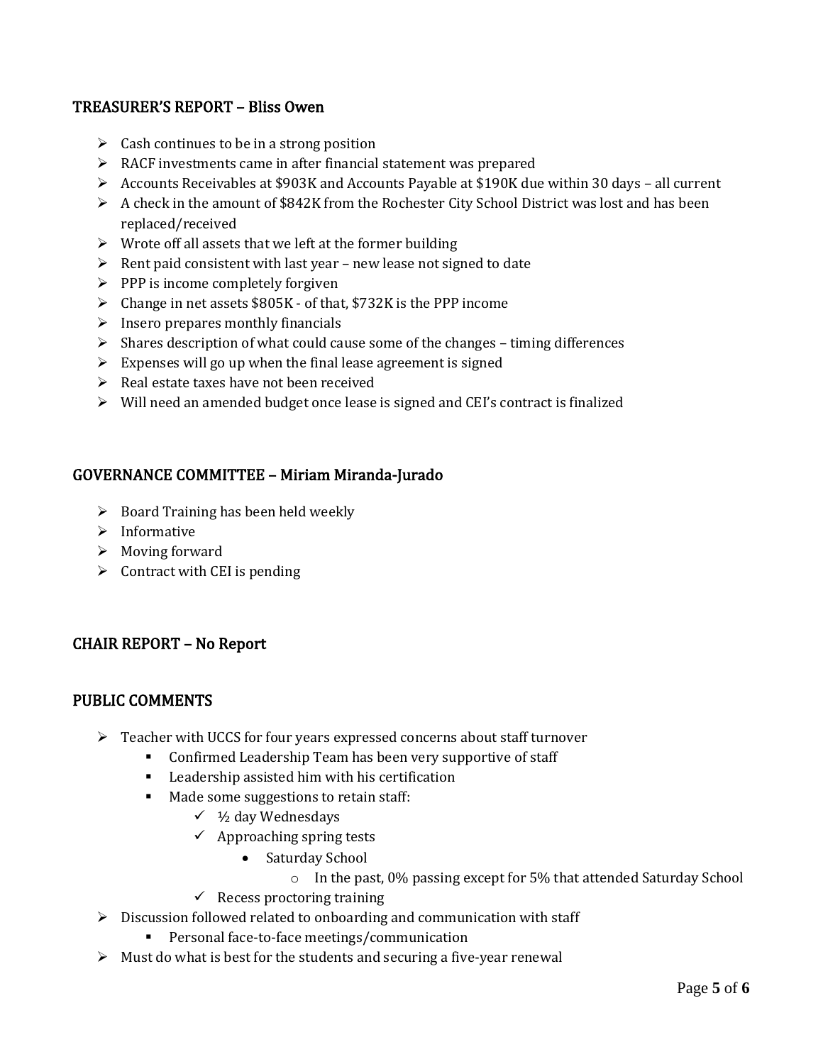## TREASURER'S REPORT – Bliss Owen

- Cash continues to be in a strong position
- RACF investments came in after financial statement was prepared
- Accounts Receivables at $903K and Accounts Payable at $190K due within 30 days – all current
- A check in the amount of $842K from the Rochester City School District was lost and has been replaced/received
- Wrote off all assets that we left at the former building
- Rent paid consistent with last year – new lease not signed to date
- PPP is income completely forgiven
- Change in net assets $805K - of that, $732K is the PPP income
- Insero prepares monthly financials
- Shares description of what could cause some of the changes – timing differences
- Expenses will go up when the final lease agreement is signed
- Real estate taxes have not been received
- Will need an amended budget once lease is signed and CEI's contract is finalized

## GOVERNANCE COMMITTEE – Miriam Miranda-Jurado

- Board Training has been held weekly
- Informative
- Moving forward
- Contract with CEI is pending

## CHAIR REPORT – No Report

## PUBLIC COMMENTS

- Teacher with UCCS for four years expressed concerns about staff turnover
    - Confirmed Leadership Team has been very supportive of staff
    - Leadership assisted him with his certification
    - Made some suggestions to retain staff:
        - ½ day Wednesdays
        - Approaching spring tests
            - Saturday School
                - In the past, 0% passing except for 5% that attended Saturday School
        - Recess proctoring training
- Discussion followed related to onboarding and communication with staff
    - Personal face-to-face meetings/communication
- Must do what is best for the students and securing a five-year renewal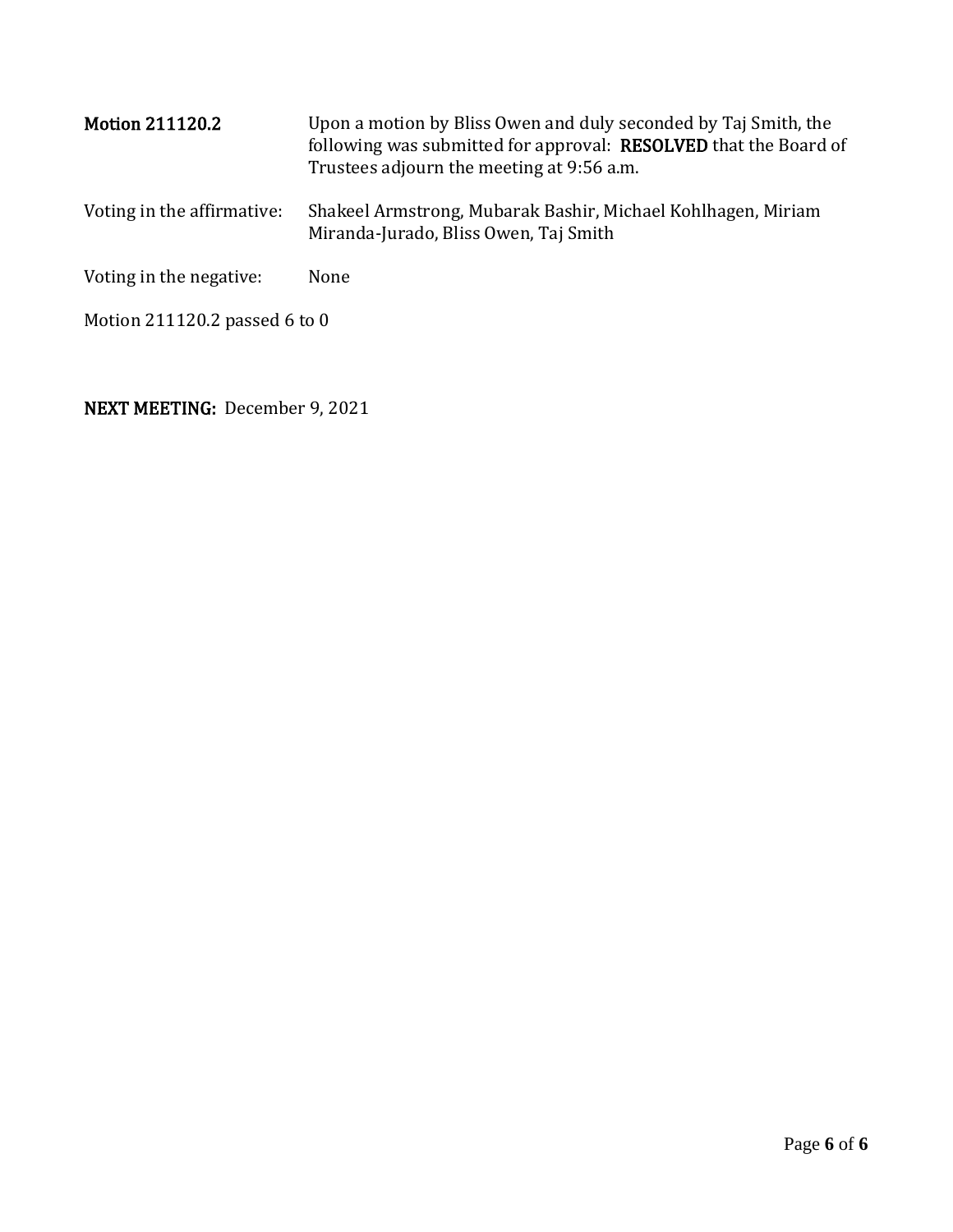**Motion 211120.2** Upon a motion by Bliss Owen and duly seconded by Taj Smith, the following was submitted for approval: **RESOLVED** that the Board of Trustees adjourn the meeting at 9:56 a.m.

Voting in the affirmative: Shakeel Armstrong, Mubarak Bashir, Michael Kohlhagen, Miriam Miranda-Jurado, Bliss Owen, Taj Smith

Voting in the negative: None

Motion 211120.2 passed 6 to 0

**NEXT MEETING:** December 9, 2021